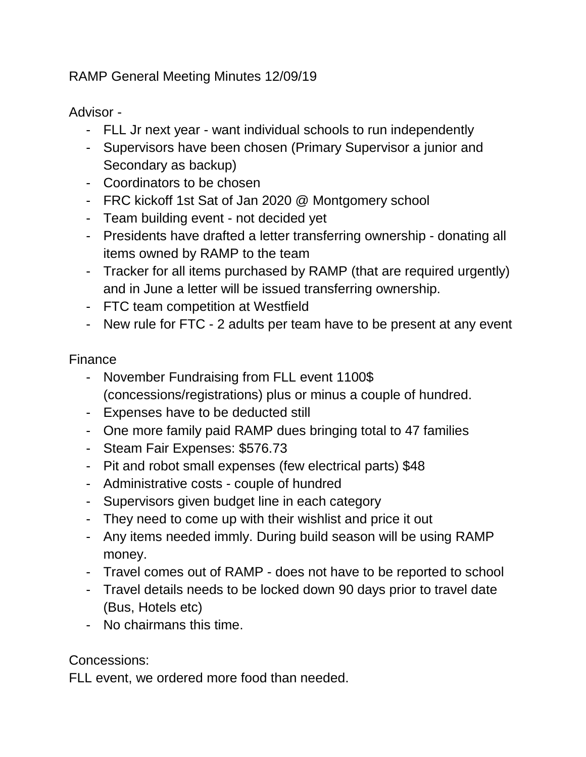RAMP General Meeting Minutes 12/09/19

Advisor -

- FLL Jr next year - want individual schools to run independently
- Supervisors have been chosen (Primary Supervisor a junior and Secondary as backup)
- Coordinators to be chosen
- FRC kickoff 1st Sat of Jan 2020 @ Montgomery school
- Team building event - not decided yet
- Presidents have drafted a letter transferring ownership - donating all items owned by RAMP to the team
- Tracker for all items purchased by RAMP (that are required urgently) and in June a letter will be issued transferring ownership.
- FTC team competition at Westfield
- New rule for FTC - 2 adults per team have to be present at any event

Finance

- November Fundraising from FLL event 1100$ (concessions/registrations) plus or minus a couple of hundred.
- Expenses have to be deducted still
- One more family paid RAMP dues bringing total to 47 families
- Steam Fair Expenses: $576.73
- Pit and robot small expenses (few electrical parts) $48
- Administrative costs - couple of hundred
- Supervisors given budget line in each category
- They need to come up with their wishlist and price it out
- Any items needed immly. During build season will be using RAMP money.
- Travel comes out of RAMP - does not have to be reported to school
- Travel details needs to be locked down 90 days prior to travel date (Bus, Hotels etc)
- No chairmans this time.

Concessions:

FLL event, we ordered more food than needed.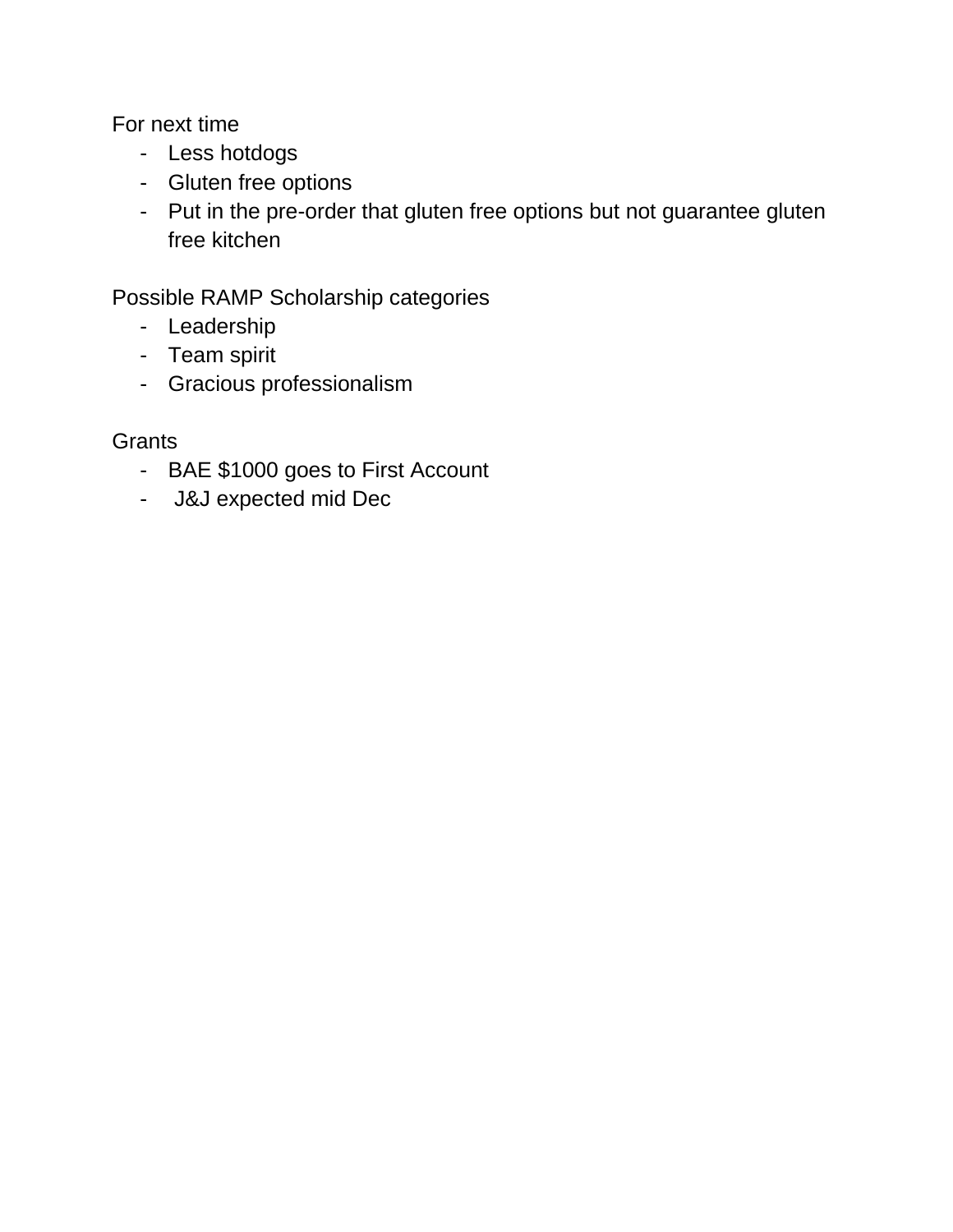For next time

- Less hotdogs
- Gluten free options
- Put in the pre-order that gluten free options but not guarantee gluten free kitchen

Possible RAMP Scholarship categories

- Leadership
- Team spirit
- Gracious professionalism

Grants

- BAE $1000 goes to First Account
- J&J expected mid Dec